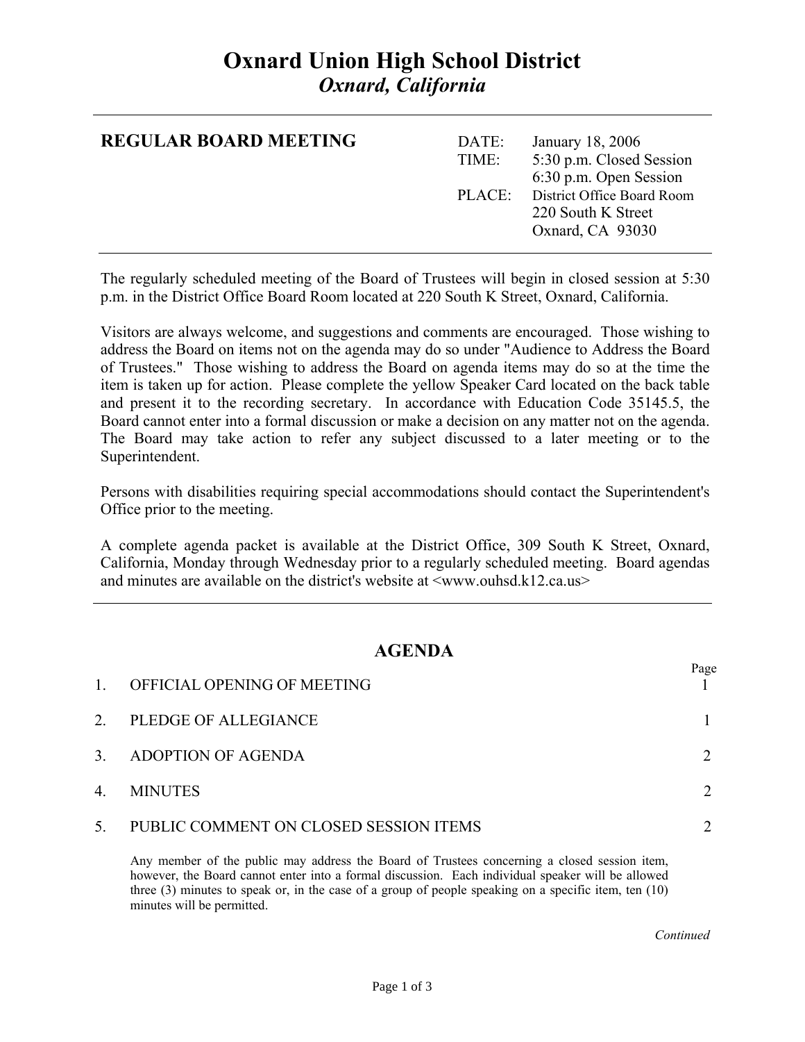# Oxnard Union High School District
## *Oxnard, California*

---

**REGULAR BOARD MEETING**

| | |
|---|---|
| DATE: | January 18, 2006 |
| TIME: | 5:30 p.m. Closed Session |
| | 6:30 p.m. Open Session |
| PLACE: | District Office Board Room |
| | 220 South K Street |
| | Oxnard, CA 93030 |

---

The regularly scheduled meeting of the Board of Trustees will begin in closed session at 5:30 p.m. in the District Office Board Room located at 220 South K Street, Oxnard, California.

Visitors are always welcome, and suggestions and comments are encouraged. Those wishing to address the Board on items not on the agenda may do so under "Audience to Address the Board of Trustees." Those wishing to address the Board on agenda items may do so at the time the item is taken up for action. Please complete the yellow Speaker Card located on the back table and present it to the recording secretary. In accordance with Education Code 35145.5, the Board cannot enter into a formal discussion or make a decision on any matter not on the agenda. The Board may take action to refer any subject discussed to a later meeting or to the Superintendent.

Persons with disabilities requiring special accommodations should contact the Superintendent's Office prior to the meeting.

A complete agenda packet is available at the District Office, 309 South K Street, Oxnard, California, Monday through Wednesday prior to a regularly scheduled meeting. Board agendas and minutes are available on the district's website at <www.ouhsd.k12.ca.us>

---

## AGENDA

| | | Page |
|---|---|---|
| 1. | OFFICIAL OPENING OF MEETING | 1 |
| 2. | PLEDGE OF ALLEGIANCE | 1 |
| 3. | ADOPTION OF AGENDA | 2 |
| 4. | MINUTES | 2 |
| 5. | PUBLIC COMMENT ON CLOSED SESSION ITEMS | 2 |

Any member of the public may address the Board of Trustees concerning a closed session item, however, the Board cannot enter into a formal discussion. Each individual speaker will be allowed three (3) minutes to speak or, in the case of a group of people speaking on a specific item, ten (10) minutes will be permitted.

*Continued*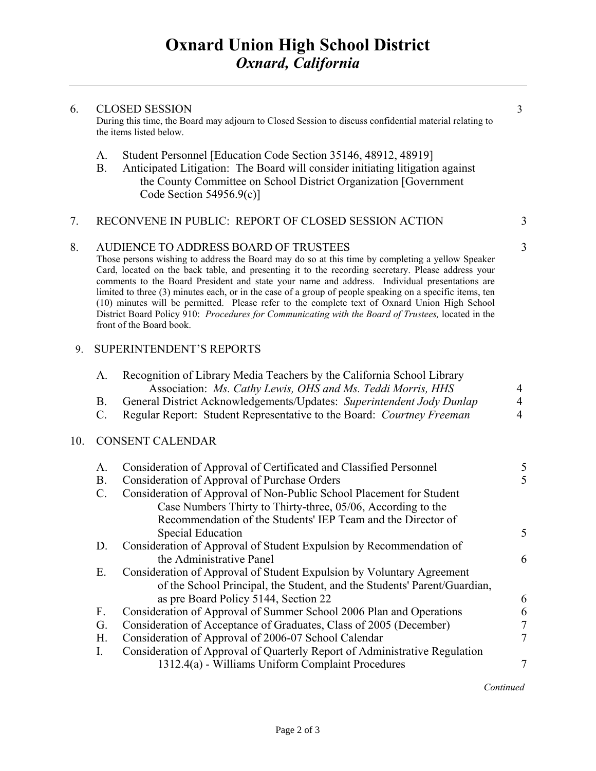# Oxnard Union High School District
## *Oxnard, California*

---

6. CLOSED SESSION — 3

   During this time, the Board may adjourn to Closed Session to discuss confidential material relating to the items listed below.

   A. Student Personnel [Education Code Section 35146, 48912, 48919]
   B. Anticipated Litigation: The Board will consider initiating litigation against the County Committee on School District Organization [Government Code Section 54956.9(c)]

7. RECONVENE IN PUBLIC: REPORT OF CLOSED SESSION ACTION — 3

8. AUDIENCE TO ADDRESS BOARD OF TRUSTEES — 3

   Those persons wishing to address the Board may do so at this time by completing a yellow Speaker Card, located on the back table, and presenting it to the recording secretary. Please address your comments to the Board President and state your name and address. Individual presentations are limited to three (3) minutes each, or in the case of a group of people speaking on a specific items, ten (10) minutes will be permitted. Please refer to the complete text of Oxnard Union High School District Board Policy 910: *Procedures for Communicating with the Board of Trustees,* located in the front of the Board book.

9. SUPERINTENDENT'S REPORTS

   A. Recognition of Library Media Teachers by the California School Library Association: *Ms. Cathy Lewis, OHS and Ms. Teddi Morris, HHS* — 4
   B. General District Acknowledgements/Updates: *Superintendent Jody Dunlap* — 4
   C. Regular Report: Student Representative to the Board: *Courtney Freeman* — 4

10. CONSENT CALENDAR

   A. Consideration of Approval of Certificated and Classified Personnel — 5
   B. Consideration of Approval of Purchase Orders — 5
   C. Consideration of Approval of Non-Public School Placement for Student Case Numbers Thirty to Thirty-three, 05/06, According to the Recommendation of the Students' IEP Team and the Director of Special Education — 5
   D. Consideration of Approval of Student Expulsion by Recommendation of the Administrative Panel — 6
   E. Consideration of Approval of Student Expulsion by Voluntary Agreement of the School Principal, the Student, and the Students' Parent/Guardian, as pre Board Policy 5144, Section 22 — 6
   F. Consideration of Approval of Summer School 2006 Plan and Operations — 6
   G. Consideration of Acceptance of Graduates, Class of 2005 (December) — 7
   H. Consideration of Approval of 2006-07 School Calendar — 7
   I. Consideration of Approval of Quarterly Report of Administrative Regulation 1312.4(a) - Williams Uniform Complaint Procedures — 7

*Continued*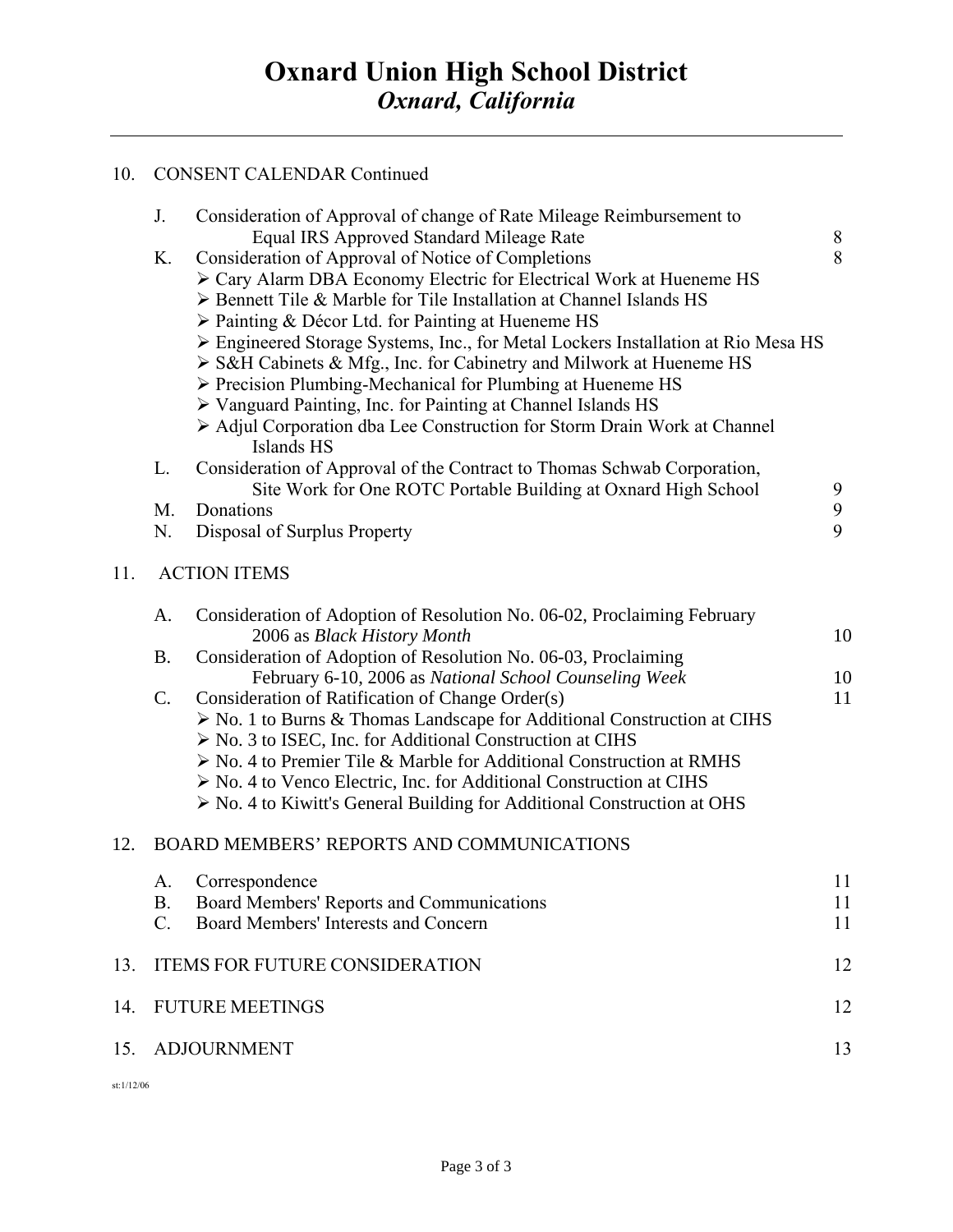# Oxnard Union High School District
## *Oxnard, California*

---

10. CONSENT CALENDAR Continued

    J. Consideration of Approval of change of Rate Mileage Reimbursement to Equal IRS Approved Standard Mileage Rate — 8
    K. Consideration of Approval of Notice of Completions — 8
       - Cary Alarm DBA Economy Electric for Electrical Work at Hueneme HS
       - Bennett Tile & Marble for Tile Installation at Channel Islands HS
       - Painting & Décor Ltd. for Painting at Hueneme HS
       - Engineered Storage Systems, Inc., for Metal Lockers Installation at Rio Mesa HS
       - S&H Cabinets & Mfg., Inc. for Cabinetry and Milwork at Hueneme HS
       - Precision Plumbing-Mechanical for Plumbing at Hueneme HS
       - Vanguard Painting, Inc. for Painting at Channel Islands HS
       - Adjul Corporation dba Lee Construction for Storm Drain Work at Channel Islands HS
    L. Consideration of Approval of the Contract to Thomas Schwab Corporation, Site Work for One ROTC Portable Building at Oxnard High School — 9
    M. Donations — 9
    N. Disposal of Surplus Property — 9

11. ACTION ITEMS

    A. Consideration of Adoption of Resolution No. 06-02, Proclaiming February 2006 as *Black History Month* — 10
    B. Consideration of Adoption of Resolution No. 06-03, Proclaiming February 6-10, 2006 as *National School Counseling Week* — 10
    C. Consideration of Ratification of Change Order(s) — 11
       - No. 1 to Burns & Thomas Landscape for Additional Construction at CIHS
       - No. 3 to ISEC, Inc. for Additional Construction at CIHS
       - No. 4 to Premier Tile & Marble for Additional Construction at RMHS
       - No. 4 to Venco Electric, Inc. for Additional Construction at CIHS
       - No. 4 to Kiwitt's General Building for Additional Construction at OHS

12. BOARD MEMBERS' REPORTS AND COMMUNICATIONS

    A. Correspondence — 11
    B. Board Members' Reports and Communications — 11
    C. Board Members' Interests and Concern — 11

13. ITEMS FOR FUTURE CONSIDERATION — 12

14. FUTURE MEETINGS — 12

15. ADJOURNMENT — 13

st:1/12/06